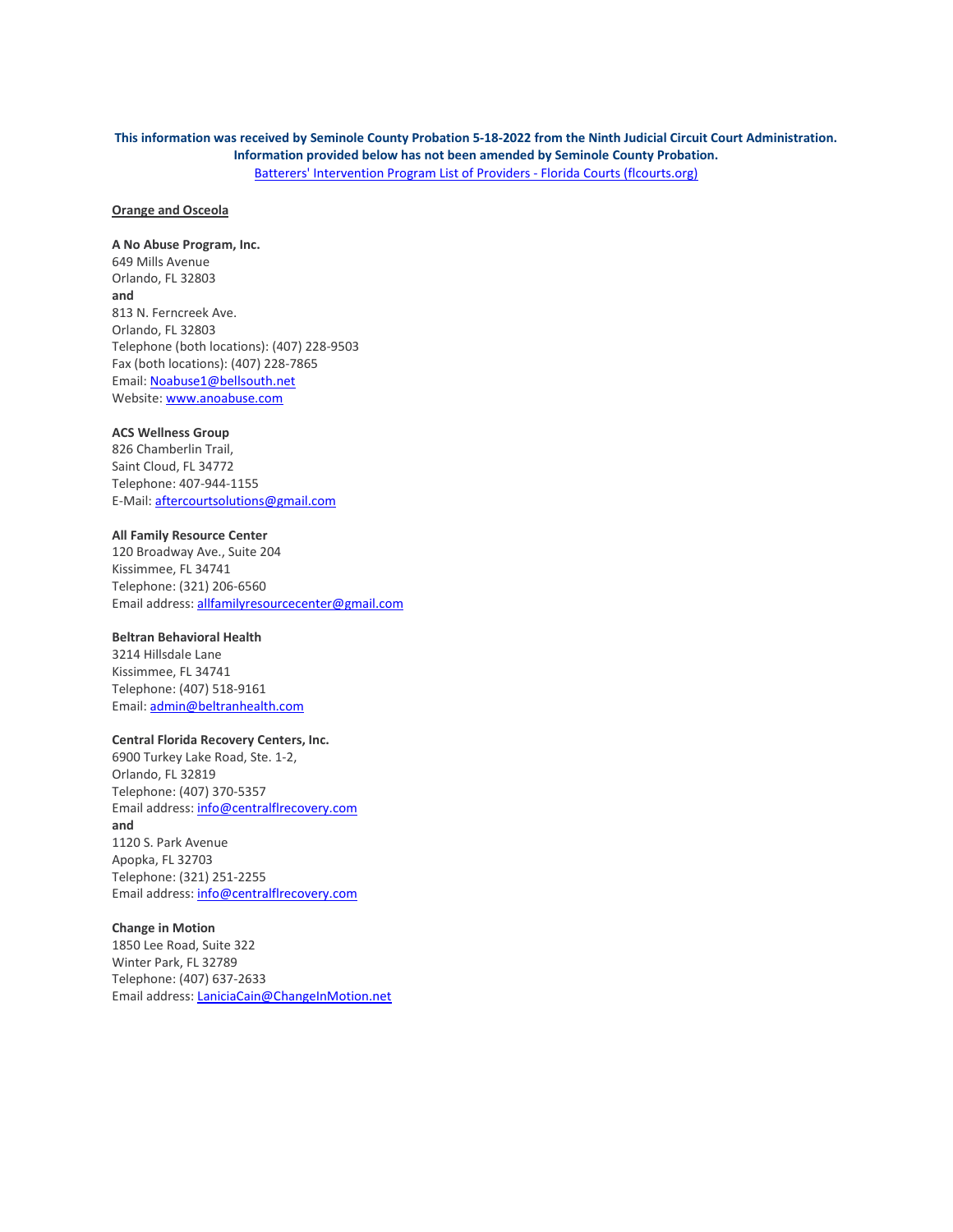**This information was received by Seminole County Probation 5-18-2022 from the Ninth Judicial Circuit Court Administration. Information provided below has not been amended by Seminole County Probation.**

[Batterers' Intervention Program List of Providers - Florida Courts (flcourts.org)](https://www.flcourts.org)

## Orange and Osceola

**A No Abuse Program, Inc.**
649 Mills Avenue
Orlando, FL 32803
**and**
813 N. Ferncreek Ave.
Orlando, FL 32803
Telephone (both locations): (407) 228-9503
Fax (both locations): (407) 228-7865
Email: Noabuse1@bellsouth.net
Website: www.anoabuse.com

**ACS Wellness Group**
826 Chamberlin Trail,
Saint Cloud, FL 34772
Telephone: 407-944-1155
E-Mail: aftercourtsolutions@gmail.com

**All Family Resource Center**
120 Broadway Ave., Suite 204
Kissimmee, FL 34741
Telephone: (321) 206-6560
Email address: allfamilyresourcecenter@gmail.com

**Beltran Behavioral Health**
3214 Hillsdale Lane
Kissimmee, FL 34741
Telephone: (407) 518-9161
Email: admin@beltranhealth.com

**Central Florida Recovery Centers, Inc.**
6900 Turkey Lake Road, Ste. 1-2,
Orlando, FL 32819
Telephone: (407) 370-5357
Email address: info@centralflrecovery.com
**and**
1120 S. Park Avenue
Apopka, FL 32703
Telephone: (321) 251-2255
Email address: info@centralflrecovery.com

**Change in Motion**
1850 Lee Road, Suite 322
Winter Park, FL 32789
Telephone: (407) 637-2633
Email address: LaniciaCain@ChangeInMotion.net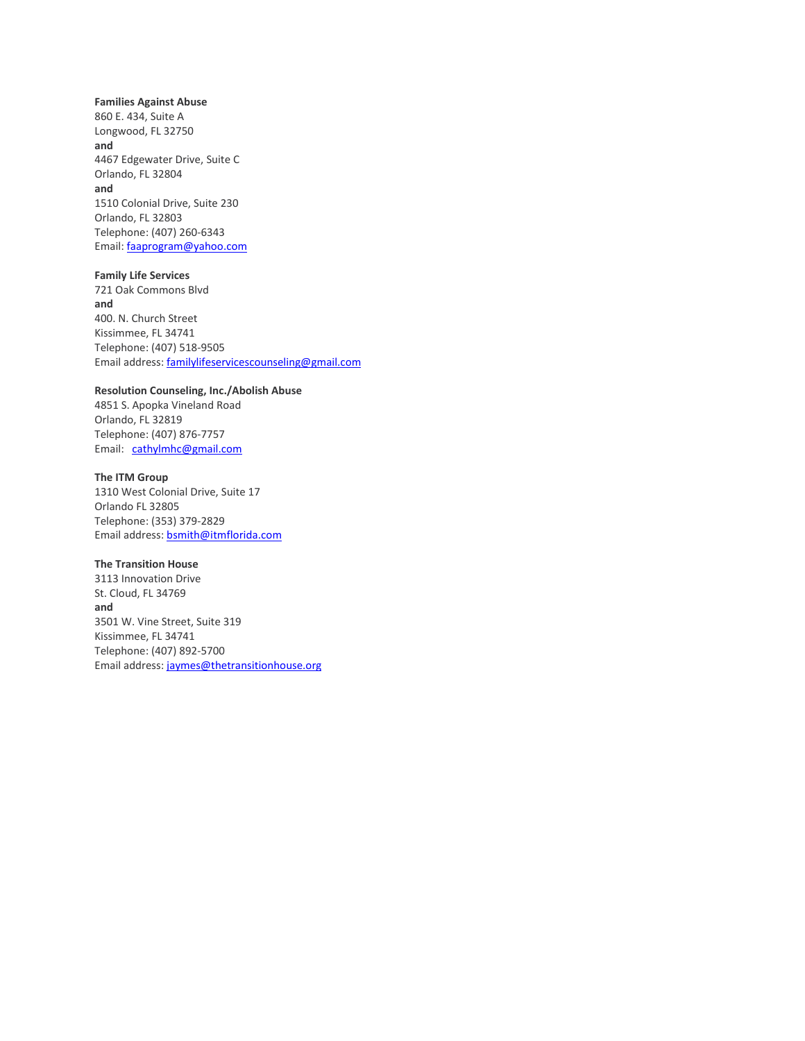**Families Against Abuse**
860 E. 434, Suite A
Longwood, FL 32750
**and**
4467 Edgewater Drive, Suite C
Orlando, FL 32804
**and**
1510 Colonial Drive, Suite 230
Orlando, FL 32803
Telephone: (407) 260-6343
Email: faaprogram@yahoo.com

**Family Life Services**
721 Oak Commons Blvd
**and**
400. N. Church Street
Kissimmee, FL 34741
Telephone: (407) 518-9505
Email address: familylifeservicescounseling@gmail.com

**Resolution Counseling, Inc./Abolish Abuse**
4851 S. Apopka Vineland Road
Orlando, FL 32819
Telephone: (407) 876-7757
Email: cathylmhc@gmail.com

**The ITM Group**
1310 West Colonial Drive, Suite 17
Orlando FL 32805
Telephone: (353) 379-2829
Email address: bsmith@itmflorida.com

**The Transition House**
3113 Innovation Drive
St. Cloud, FL 34769
**and**
3501 W. Vine Street, Suite 319
Kissimmee, FL 34741
Telephone: (407) 892-5700
Email address: jaymes@thetransitionhouse.org